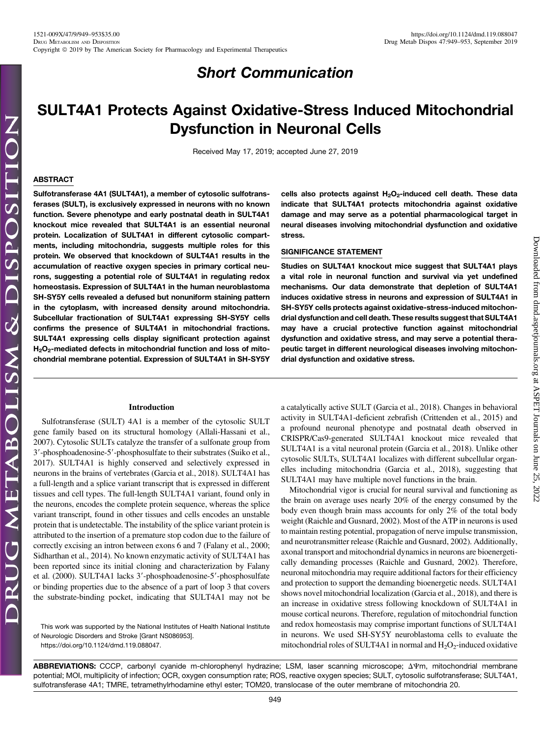*Short Communication*

# SULT4A1 Protects Against Oxidative-Stress Induced Mitochondrial Dysfunction in Neuronal Cells

Received May 17, 2019; accepted June 27, 2019

## ABSTRACT

**Sulfotransferase 4A1 (SULT4A1), a member of cytosolic sulfotransferases (SULT), is exclusively expressed in neurons with no known function. Severe phenotype and early postnatal death in SULT4A1 knockout mice revealed that SULT4A1 is an essential neuronal protein. Localization of SULT4A1 in different cytosolic compartments, including mitochondria, suggests multiple roles for this protein. We observed that knockdown of SULT4A1 results in the accumulation of reactive oxygen species in primary cortical neurons, suggesting a potential role of SULT4A1 in regulating redox homeostasis. Expression of SULT4A1 in the human neuroblastoma SH-SY5Y cells revealed a defused but nonuniform staining pattern in the cytoplasm, with increased density around mitochondria. Subcellular fractionation of SULT4A1 expressing SH-SY5Y cells confirms the presence of SULT4A1 in mitochondrial fractions. SULT4A1 expressing cells display significant protection against $H_2O_2$-mediated defects in mitochondrial function and loss of mitochondrial membrane potential. Expression of SULT4A1 in SH-SY5Y cells also protects against $H_2O_2$-induced cell death. These data indicate that SULT4A1 protects mitochondria against oxidative damage and may serve as a potential pharmacological target in neural diseases involving mitochondrial dysfunction and oxidative stress.**

## SIGNIFICANCE STATEMENT

**Studies on SULT4A1 knockout mice suggest that SULT4A1 plays a vital role in neuronal function and survival via yet undefined mechanisms. Our data demonstrate that depletion of SULT4A1 induces oxidative stress in neurons and expression of SULT4A1 in SH-SY5Y cells protects against oxidative-stress-induced mitochondrial dysfunction and cell death. These results suggest that SULT4A1 may have a crucial protective function against mitochondrial dysfunction and oxidative stress, and may serve a potential therapeutic target in different neurological diseases involving mitochondrial dysfunction and oxidative stress.**

## Introduction

Sulfotransferase (SULT) 4A1 is a member of the cytosolic SULT gene family based on its structural homology (Allali-Hassani et al., 2007). Cytosolic SULTs catalyze the transfer of a sulfonate group from 3′-phosphoadenosine-5′-phosphosulfate to their substrates (Suiko et al., 2017). SULT4A1 is highly conserved and selectively expressed in neurons in the brains of vertebrates (Garcia et al., 2018). SULT4A1 has a full-length and a splice variant transcript that is expressed in different tissues and cell types. The full-length SULT4A1 variant, found only in the neurons, encodes the complete protein sequence, whereas the splice variant transcript, found in other tissues and cells encodes an unstable protein that is undetectable. The instability of the splice variant protein is attributed to the insertion of a premature stop codon due to the failure of correctly excising an intron between exons 6 and 7 (Falany et al., 2000; Sidharthan et al., 2014). No known enzymatic activity of SULT4A1 has been reported since its initial cloning and characterization by Falany et al. (2000). SULT4A1 lacks 3′-phosphoadenosine-5′-phosphosulfate or binding properties due to the absence of a part of loop 3 that covers the substrate-binding pocket, indicating that SULT4A1 may not be a catalytically active SULT (Garcia et al., 2018). Changes in behavioral activity in SULT4A1-deficient zebrafish (Crittenden et al., 2015) and a profound neuronal phenotype and postnatal death observed in CRISPR/Cas9-generated SULT4A1 knockout mice revealed that SULT4A1 is a vital neuronal protein (Garcia et al., 2018). Unlike other cytosolic SULTs, SULT4A1 localizes with different subcellular organelles including mitochondria (Garcia et al., 2018), suggesting that SULT4A1 may have multiple novel functions in the brain.

Mitochondrial vigor is crucial for neural survival and functioning as the brain on average uses nearly 20% of the energy consumed by the body even though brain mass accounts for only 2% of the total body weight (Raichle and Gusnard, 2002). Most of the ATP in neurons is used to maintain resting potential, propagation of nerve impulse transmission, and neurotransmitter release (Raichle and Gusnard, 2002). Additionally, axonal transport and mitochondrial dynamics in neurons are bioenergetically demanding processes (Raichle and Gusnard, 2002). Therefore, neuronal mitochondria may require additional factors for their efficiency and protection to support the demanding bioenergetic needs. SULT4A1 shows novel mitochondrial localization (Garcia et al., 2018), and there is an increase in oxidative stress following knockdown of SULT4A1 in mouse cortical neurons. Therefore, regulation of mitochondrial function and redox homeostasis may comprise important functions of SULT4A1 in neurons. We used SH-SY5Y neuroblastoma cells to evaluate the mitochondrial roles of SULT4A1 in normal and $H_2O_2$-induced oxidative

This work was supported by the National Institutes of Health National Institute of Neurologic Disorders and Stroke [Grant NS086953].

https://doi.org/10.1124/dmd.119.088047.

**ABBREVIATIONS:** CCCP, carbonyl cyanide m-chlorophenyl hydrazine; LSM, laser scanning microscope; $\Delta\Psi$m, mitochondrial membrane potential; MOI, multiplicity of infection; OCR, oxygen consumption rate; ROS, reactive oxygen species; SULT, cytosolic sulfotransferase; SULT4A1, sulfotransferase 4A1; TMRE, tetramethylrhodamine ethyl ester; TOM20, translocase of the outer membrane of mitochondria 20.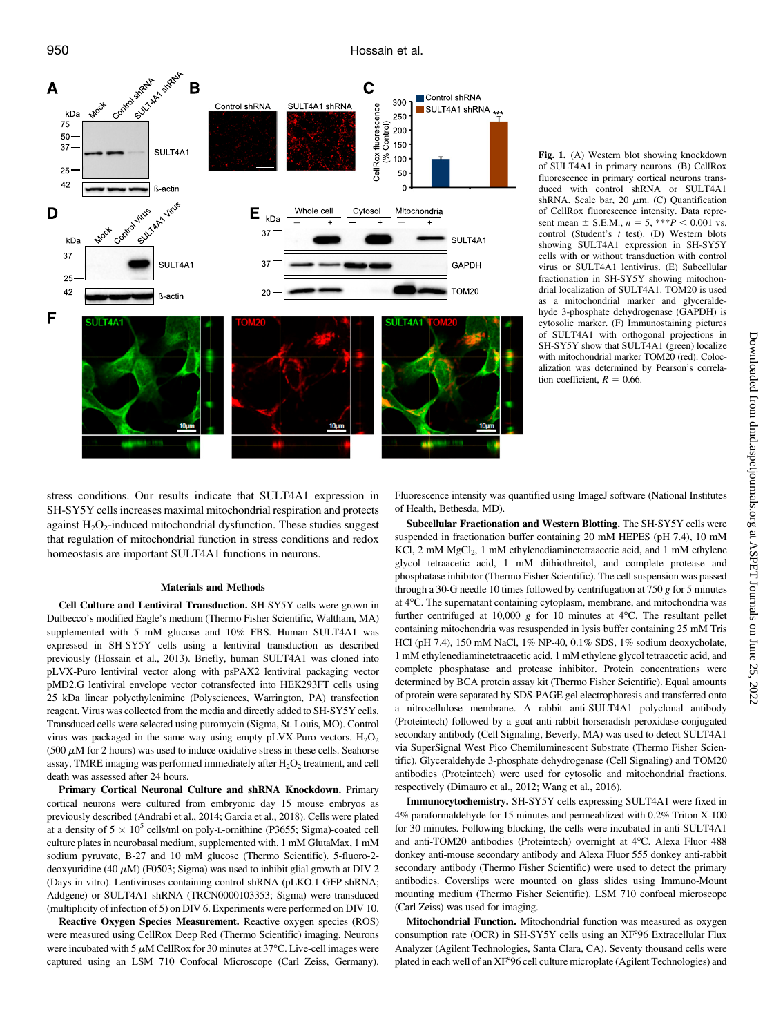Fig. 1. (A) Western blot showing knockdown of SULT4A1 in primary neurons. (B) CellRox fluorescence in primary cortical neurons transduced with control shRNA or SULT4A1 shRNA. Scale bar, 20 $\mu$m. (C) Quantification of CellRox fluorescence intensity. Data represent mean ± S.E.M., $n = 5$, $^{***}P < 0.001$ vs. control (Student's $t$ test). (D) Western blots showing SULT4A1 expression in SH-SY5Y cells with or without transduction with control virus or SULT4A1 lentivirus. (E) Subcellular fractionation in SH-SY5Y showing mitochondrial localization of SULT4A1. TOM20 is used as a mitochondrial marker and glyceraldehyde 3-phosphate dehydrogenase (GAPDH) is cytosolic marker. (F) Immunostaining pictures of SULT4A1 with orthogonal projections in SH-SY5Y show that SULT4A1 (green) localize with mitochondrial marker TOM20 (red). Colocalization was determined by Pearson's correlation coefficient, $R = 0.66$.

stress conditions. Our results indicate that SULT4A1 expression in SH-SY5Y cells increases maximal mitochondrial respiration and protects against $H_2O_2$-induced mitochondrial dysfunction. These studies suggest that regulation of mitochondrial function in stress conditions and redox homeostasis are important SULT4A1 functions in neurons.

## Materials and Methods

**Cell Culture and Lentiviral Transduction.** SH-SY5Y cells were grown in Dulbecco's modified Eagle's medium (Thermo Fisher Scientific, Waltham, MA) supplemented with 5 mM glucose and 10% FBS. Human SULT4A1 was expressed in SH-SY5Y cells using a lentiviral transduction as described previously (Hossain et al., 2013). Briefly, human SULT4A1 was cloned into pLVX-Puro lentiviral vector along with psPAX2 lentiviral packaging vector pMD2.G lentiviral envelope vector cotransfected into HEK293FT cells using 25 kDa linear polyethylenimine (Polysciences, Warrington, PA) transfection reagent. Virus was collected from the media and directly added to SH-SY5Y cells. Transduced cells were selected using puromycin (Sigma, St. Louis, MO). Control virus was packaged in the same way using empty pLVX-Puro vectors. $H_2O_2$ (500 $\mu$M for 2 hours) was used to induce oxidative stress in these cells. Seahorse assay, TMRE imaging was performed immediately after $H_2O_2$ treatment, and cell death was assessed after 24 hours.

**Primary Cortical Neuronal Culture and shRNA Knockdown.** Primary cortical neurons were cultured from embryonic day 15 mouse embryos as previously described (Andrabi et al., 2014; Garcia et al., 2018). Cells were plated at a density of $5 \times 10^5$ cells/ml on poly-L-ornithine (P3655; Sigma)-coated cell culture plates in neurobasal medium, supplemented with, 1 mM GlutaMax, 1 mM sodium pyruvate, B-27 and 10 mM glucose (Thermo Scientific). 5-fluoro-2-deoxyuridine (40 $\mu$M) (F0503; Sigma) was used to inhibit glial growth at DIV 2 (Days in vitro). Lentiviruses containing control shRNA (pLKO.1 GFP shRNA; Addgene) or SULT4A1 shRNA (TRCN0000103353; Sigma) were transduced (multiplicity of infection of 5) on DIV 6. Experiments were performed on DIV 10.

**Reactive Oxygen Species Measurement.** Reactive oxygen species (ROS) were measured using CellRox Deep Red (Thermo Scientific) imaging. Neurons were incubated with 5 $\mu$M CellRox for 30 minutes at 37°C. Live-cell images were captured using an LSM 710 Confocal Microscope (Carl Zeiss, Germany). Fluorescence intensity was quantified using ImageJ software (National Institutes of Health, Bethesda, MD).

**Subcellular Fractionation and Western Blotting.** The SH-SY5Y cells were suspended in fractionation buffer containing 20 mM HEPES (pH 7.4), 10 mM KCl, 2 mM $MgCl_2$, 1 mM ethylenediaminetetraacetic acid, and 1 mM ethylene glycol tetraacetic acid, 1 mM dithiothreitol, and complete protease and phosphatase inhibitor (Thermo Fisher Scientific). The cell suspension was passed through a 30-G needle 10 times followed by centrifugation at 750 $g$ for 5 minutes at 4°C. The supernatant containing cytoplasm, membrane, and mitochondria was further centrifuged at 10,000 $g$ for 10 minutes at 4°C. The resultant pellet containing mitochondria was resuspended in lysis buffer containing 25 mM Tris HCl (pH 7.4), 150 mM NaCl, 1% NP-40, 0.1% SDS, 1% sodium deoxycholate, 1 mM ethylenediaminetetraacetic acid, 1 mM ethylene glycol tetraacetic acid, and complete phosphatase and protease inhibitor. Protein concentrations were determined by BCA protein assay kit (Thermo Fisher Scientific). Equal amounts of protein were separated by SDS-PAGE gel electrophoresis and transferred onto a nitrocellulose membrane. A rabbit anti-SULT4A1 polyclonal antibody (Proteintech) followed by a goat anti-rabbit horseradish peroxidase-conjugated secondary antibody (Cell Signaling, Beverly, MA) was used to detect SULT4A1 via SuperSignal West Pico Chemiluminescent Substrate (Thermo Fisher Scientific). Glyceraldehyde 3-phosphate dehydrogenase (Cell Signaling) and TOM20 antibodies (Proteintech) were used for cytosolic and mitochondrial fractions, respectively (Dimauro et al., 2012; Wang et al., 2016).

**Immunocytochemistry.** SH-SY5Y cells expressing SULT4A1 were fixed in 4% paraformaldehyde for 15 minutes and permeablized with 0.2% Triton X-100 for 30 minutes. Following blocking, the cells were incubated in anti-SULT4A1 and anti-TOM20 antibodies (Proteintech) overnight at 4°C. Alexa Fluor 488 donkey anti-mouse secondary antibody and Alexa Fluor 555 donkey anti-rabbit secondary antibody (Thermo Fisher Scientific) were used to detect the primary antibodies. Coverslips were mounted on glass slides using Immuno-Mount mounting medium (Thermo Fisher Scientific). LSM 710 confocal microscope (Carl Zeiss) was used for imaging.

**Mitochondrial Function.** Mitochondrial function was measured as oxygen consumption rate (OCR) in SH-SY5Y cells using an XF$^e$96 Extracellular Flux Analyzer (Agilent Technologies, Santa Clara, CA). Seventy thousand cells were plated in each well of an XF$^e$96 cell culture microplate (Agilent Technologies) and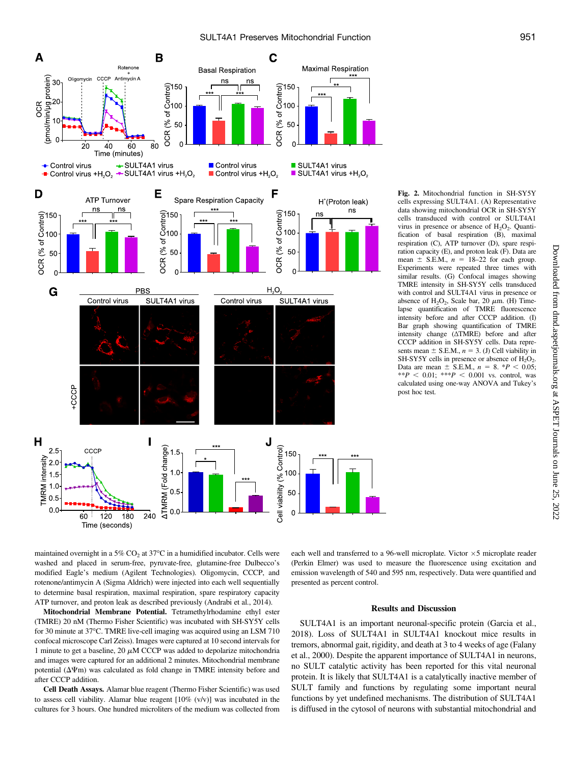**Fig. 2.** Mitochondrial function in SH-SY5Y cells expressing SULT4A1. (A) Representative data showing mitochondrial OCR in SH-SY5Y cells transduced with control or SULT4A1 virus in presence or absence of $H_2O_2$. Quantification of basal respiration (B), maximal respiration (C), ATP turnover (D), spare respiration capacity (E), and proton leak (F). Data are mean ± S.E.M., $n$ = 18–22 for each group. Experiments were repeated three times with similar results. (G) Confocal images showing TMRE intensity in SH-SY5Y cells transduced with control and SULT4A1 virus in presence or absence of $H_2O_2$. Scale bar, 20 $\mu$m. (H) Time-lapse quantification of TMRE fluorescence intensity before and after CCCP addition. (I) Bar graph showing quantification of TMRE intensity change (ΔTMRE) before and after CCCP addition in SH-SY5Y cells. Data represents mean ± S.E.M., $n$ = 3. (J) Cell viability in SH-SY5Y cells in presence or absence of $H_2O_2$. Data are mean ± S.E.M., $n$ = 8. *$P$ < 0.05; **$P$ < 0.01; ***$P$ < 0.001 vs. control, was calculated using one-way ANOVA and Tukey's post hoc test.

maintained overnight in a 5% $CO_2$ at 37°C in a humidified incubator. Cells were washed and placed in serum-free, pyruvate-free, glutamine-free Dulbecco's modified Eagle's medium (Agilent Technologies). Oligomycin, CCCP, and rotenone/antimycin A (Sigma Aldrich) were injected into each well sequentially to determine basal respiration, maximal respiration, spare respiratory capacity ATP turnover, and proton leak as described previously (Andrabi et al., 2014).

**Mitochondrial Membrane Potential.** Tetramethylrhodamine ethyl ester (TMRE) 20 nM (Thermo Fisher Scientific) was incubated with SH-SY5Y cells for 30 minute at 37°C. TMRE live-cell imaging was acquired using an LSM 710 confocal microscope Carl Zeiss). Images were captured at 10 second intervals for 1 minute to get a baseline, 20 $\mu$M CCCP was added to depolarize mitochondria and images were captured for an additional 2 minutes. Mitochondrial membrane potential (ΔΨm) was calculated as fold change in TMRE intensity before and after CCCP addition.

**Cell Death Assays.** Alamar blue reagent (Thermo Fisher Scientific) was used to assess cell viability. Alamar blue reagent [10% (v/v)] was incubated in the cultures for 3 hours. One hundred microliters of the medium was collected from each well and transferred to a 96-well microplate. Victor ×5 microplate reader (Perkin Elmer) was used to measure the fluorescence using excitation and emission wavelength of 540 and 595 nm, respectively. Data were quantified and presented as percent control.

## Results and Discussion

SULT4A1 is an important neuronal-specific protein (Garcia et al., 2018). Loss of SULT4A1 in SULT4A1 knockout mice results in tremors, abnormal gait, rigidity, and death at 3 to 4 weeks of age (Falany et al., 2000). Despite the apparent importance of SULT4A1 in neurons, no SULT catalytic activity has been reported for this vital neuronal protein. It is likely that SULT4A1 is a catalytically inactive member of SULT family and functions by regulating some important neural functions by yet undefined mechanisms. The distribution of SULT4A1 is diffused in the cytosol of neurons with substantial mitochondrial and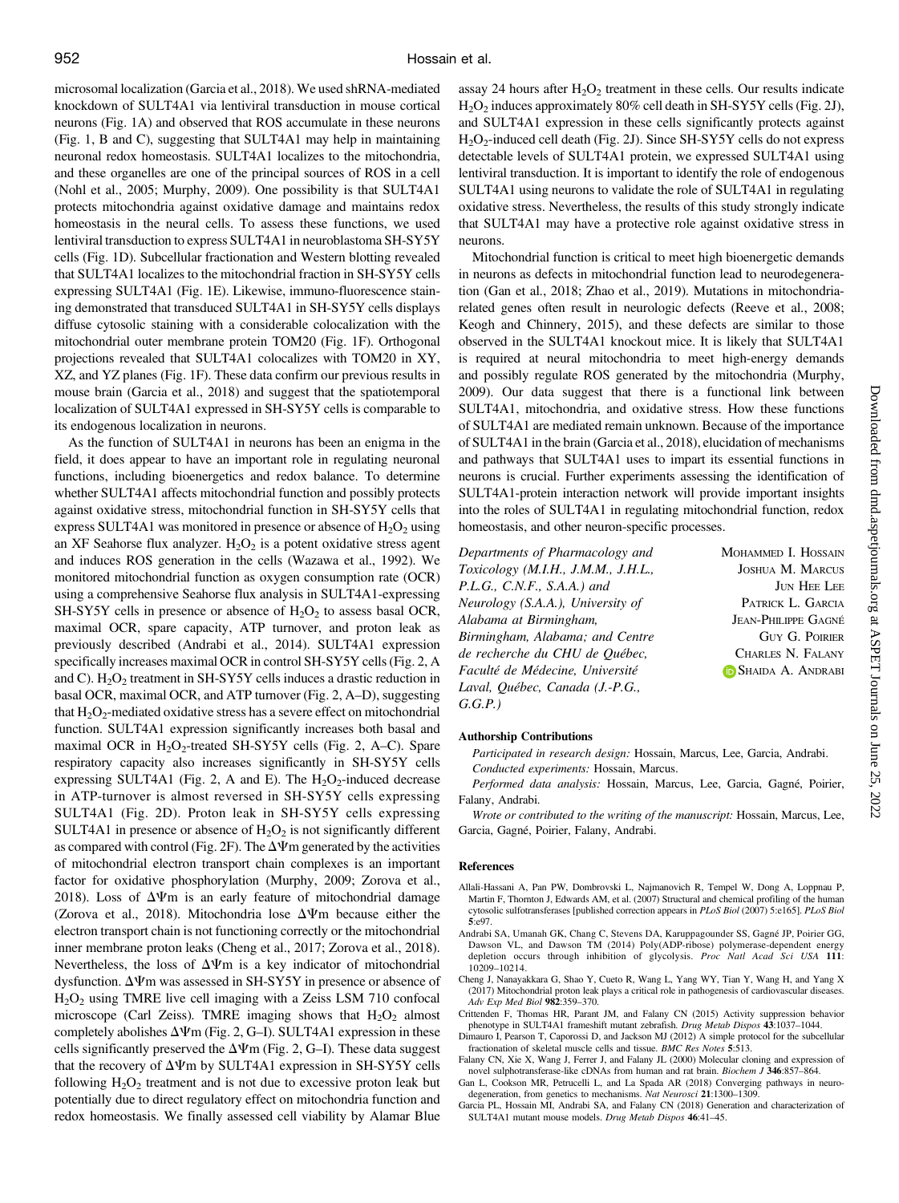microsomal localization (Garcia et al., 2018). We used shRNA-mediated knockdown of SULT4A1 via lentiviral transduction in mouse cortical neurons (Fig. 1A) and observed that ROS accumulate in these neurons (Fig. 1, B and C), suggesting that SULT4A1 may help in maintaining neuronal redox homeostasis. SULT4A1 localizes to the mitochondria, and these organelles are one of the principal sources of ROS in a cell (Nohl et al., 2005; Murphy, 2009). One possibility is that SULT4A1 protects mitochondria against oxidative damage and maintains redox homeostasis in the neural cells. To assess these functions, we used lentiviral transduction to express SULT4A1 in neuroblastoma SH-SY5Y cells (Fig. 1D). Subcellular fractionation and Western blotting revealed that SULT4A1 localizes to the mitochondrial fraction in SH-SY5Y cells expressing SULT4A1 (Fig. 1E). Likewise, immuno-fluorescence staining demonstrated that transduced SULT4A1 in SH-SY5Y cells displays diffuse cytosolic staining with a considerable colocalization with the mitochondrial outer membrane protein TOM20 (Fig. 1F). Orthogonal projections revealed that SULT4A1 colocalizes with TOM20 in XY, XZ, and YZ planes (Fig. 1F). These data confirm our previous results in mouse brain (Garcia et al., 2018) and suggest that the spatiotemporal localization of SULT4A1 expressed in SH-SY5Y cells is comparable to its endogenous localization in neurons.

As the function of SULT4A1 in neurons has been an enigma in the field, it does appear to have an important role in regulating neuronal functions, including bioenergetics and redox balance. To determine whether SULT4A1 affects mitochondrial function and possibly protects against oxidative stress, mitochondrial function in SH-SY5Y cells that express SULT4A1 was monitored in presence or absence of $H_2O_2$ using an XF Seahorse flux analyzer. $H_2O_2$ is a potent oxidative stress agent and induces ROS generation in the cells (Wazawa et al., 1992). We monitored mitochondrial function as oxygen consumption rate (OCR) using a comprehensive Seahorse flux analysis in SULT4A1-expressing SH-SY5Y cells in presence or absence of $H_2O_2$ to assess basal OCR, maximal OCR, spare capacity, ATP turnover, and proton leak as previously described (Andrabi et al., 2014). SULT4A1 expression specifically increases maximal OCR in control SH-SY5Y cells (Fig. 2, A and C). $H_2O_2$ treatment in SH-SY5Y cells induces a drastic reduction in basal OCR, maximal OCR, and ATP turnover (Fig. 2, A–D), suggesting that $H_2O_2$-mediated oxidative stress has a severe effect on mitochondrial function. SULT4A1 expression significantly increases both basal and maximal OCR in $H_2O_2$-treated SH-SY5Y cells (Fig. 2, A–C). Spare respiratory capacity also increases significantly in SH-SY5Y cells expressing SULT4A1 (Fig. 2, A and E). The $H_2O_2$-induced decrease in ATP-turnover is almost reversed in SH-SY5Y cells expressing SULT4A1 (Fig. 2D). Proton leak in SH-SY5Y cells expressing SULT4A1 in presence or absence of $H_2O_2$ is not significantly different as compared with control (Fig. 2F). The $\Delta\Psi$m generated by the activities of mitochondrial electron transport chain complexes is an important factor for oxidative phosphorylation (Murphy, 2009; Zorova et al., 2018). Loss of $\Delta\Psi$m is an early feature of mitochondrial damage (Zorova et al., 2018). Mitochondria lose $\Delta\Psi$m because either the electron transport chain is not functioning correctly or the mitochondrial inner membrane proton leaks (Cheng et al., 2017; Zorova et al., 2018). Nevertheless, the loss of $\Delta\Psi$m is a key indicator of mitochondrial dysfunction. $\Delta\Psi$m was assessed in SH-SY5Y in presence or absence of $H_2O_2$ using TMRE live cell imaging with a Zeiss LSM 710 confocal microscope (Carl Zeiss). TMRE imaging shows that $H_2O_2$ almost completely abolishes $\Delta\Psi$m (Fig. 2, G–I). SULT4A1 expression in these cells significantly preserved the $\Delta\Psi$m (Fig. 2, G–I). These data suggest that the recovery of $\Delta\Psi$m by SULT4A1 expression in SH-SY5Y cells following $H_2O_2$ treatment and is not due to excessive proton leak but potentially due to direct regulatory effect on mitochondria function and redox homeostasis. We finally assessed cell viability by Alamar Blue assay 24 hours after $H_2O_2$ treatment in these cells. Our results indicate $H_2O_2$ induces approximately 80% cell death in SH-SY5Y cells (Fig. 2J), and SULT4A1 expression in these cells significantly protects against $H_2O_2$-induced cell death (Fig. 2J). Since SH-SY5Y cells do not express detectable levels of SULT4A1 protein, we expressed SULT4A1 using lentiviral transduction. It is important to identify the role of endogenous SULT4A1 using neurons to validate the role of SULT4A1 in regulating oxidative stress. Nevertheless, the results of this study strongly indicate that SULT4A1 may have a protective role against oxidative stress in neurons.

Mitochondrial function is critical to meet high bioenergetic demands in neurons as defects in mitochondrial function lead to neurodegeneration (Gan et al., 2018; Zhao et al., 2019). Mutations in mitochondria-related genes often result in neurologic defects (Reeve et al., 2008; Keogh and Chinnery, 2015), and these defects are similar to those observed in the SULT4A1 knockout mice. It is likely that SULT4A1 is required at neural mitochondria to meet high-energy demands and possibly regulate ROS generated by the mitochondria (Murphy, 2009). Our data suggest that there is a functional link between SULT4A1, mitochondria, and oxidative stress. How these functions of SULT4A1 are mediated remain unknown. Because of the importance of SULT4A1 in the brain (Garcia et al., 2018), elucidation of mechanisms and pathways that SULT4A1 uses to impart its essential functions in neurons is crucial. Further experiments assessing the identification of SULT4A1-protein interaction network will provide important insights into the roles of SULT4A1 in regulating mitochondrial function, redox homeostasis, and other neuron-specific processes.

*Departments of Pharmacology and Toxicology (M.I.H., J.M.M., J.H.L., P.L.G., C.N.F., S.A.A.) and Neurology (S.A.A.), University of Alabama at Birmingham, Birmingham, Alabama; and Centre de recherche du CHU de Québec, Faculté de Médecine, Université Laval, Québec, Canada (J.-P.G., G.G.P.)*

Mohammed I. Hossain
Joshua M. Marcus
Jun Hee Lee
Patrick L. Garcia
Jean-Philippe Gagné
Guy G. Poirier
Charles N. Falany
Shaida A. Andrabi

### Authorship Contributions

*Participated in research design:* Hossain, Marcus, Lee, Garcia, Andrabi.

*Conducted experiments:* Hossain, Marcus.

*Performed data analysis:* Hossain, Marcus, Lee, Garcia, Gagné, Poirier, Falany, Andrabi.

*Wrote or contributed to the writing of the manuscript:* Hossain, Marcus, Lee, Garcia, Gagné, Poirier, Falany, Andrabi.

### References

Allali-Hassani A, Pan PW, Dombrovski L, Najmanovich R, Tempel W, Dong A, Loppnau P, Martin F, Thornton J, Edwards AM, et al. (2007) Structural and chemical profiling of the human cytosolic sulfotransferases [published correction appears in *PLoS Biol* (2007) 5:e165]. *PLoS Biol* **5**:e97.

Andrabi SA, Umanah GK, Chang C, Stevens DA, Karuppagounder SS, Gagné JP, Poirier GG, Dawson VL, and Dawson TM (2014) Poly(ADP-ribose) polymerase-dependent energy depletion occurs through inhibition of glycolysis. *Proc Natl Acad Sci USA* **111**: 10209–10214.

Cheng J, Nanayakkara G, Shao Y, Cueto R, Wang L, Yang WY, Tian Y, Wang H, and Yang X (2017) Mitochondrial proton leak plays a critical role in pathogenesis of cardiovascular diseases. *Adv Exp Med Biol* **982**:359–370.

Crittenden F, Thomas HR, Parant JM, and Falany CN (2015) Activity suppression behavior phenotype in SULT4A1 frameshift mutant zebrafish. *Drug Metab Dispos* **43**:1037–1044.

Dimauro I, Pearson T, Caporossi D, and Jackson MJ (2012) A simple protocol for the subcellular fractionation of skeletal muscle cells and tissue. *BMC Res Notes* **5**:513.

Falany CN, Xie X, Wang J, Ferrer J, and Falany JL (2000) Molecular cloning and expression of novel sulphotransferase-like cDNAs from human and rat brain. *Biochem J* **346**:857–864.

Gan L, Cookson MR, Petrucelli L, and La Spada AR (2018) Converging pathways in neurodegeneration, from genetics to mechanisms. *Nat Neurosci* **21**:1300–1309.

Garcia PL, Hossain MI, Andrabi SA, and Falany CN (2018) Generation and characterization of SULT4A1 mutant mouse models. *Drug Metab Dispos* **46**:41–45.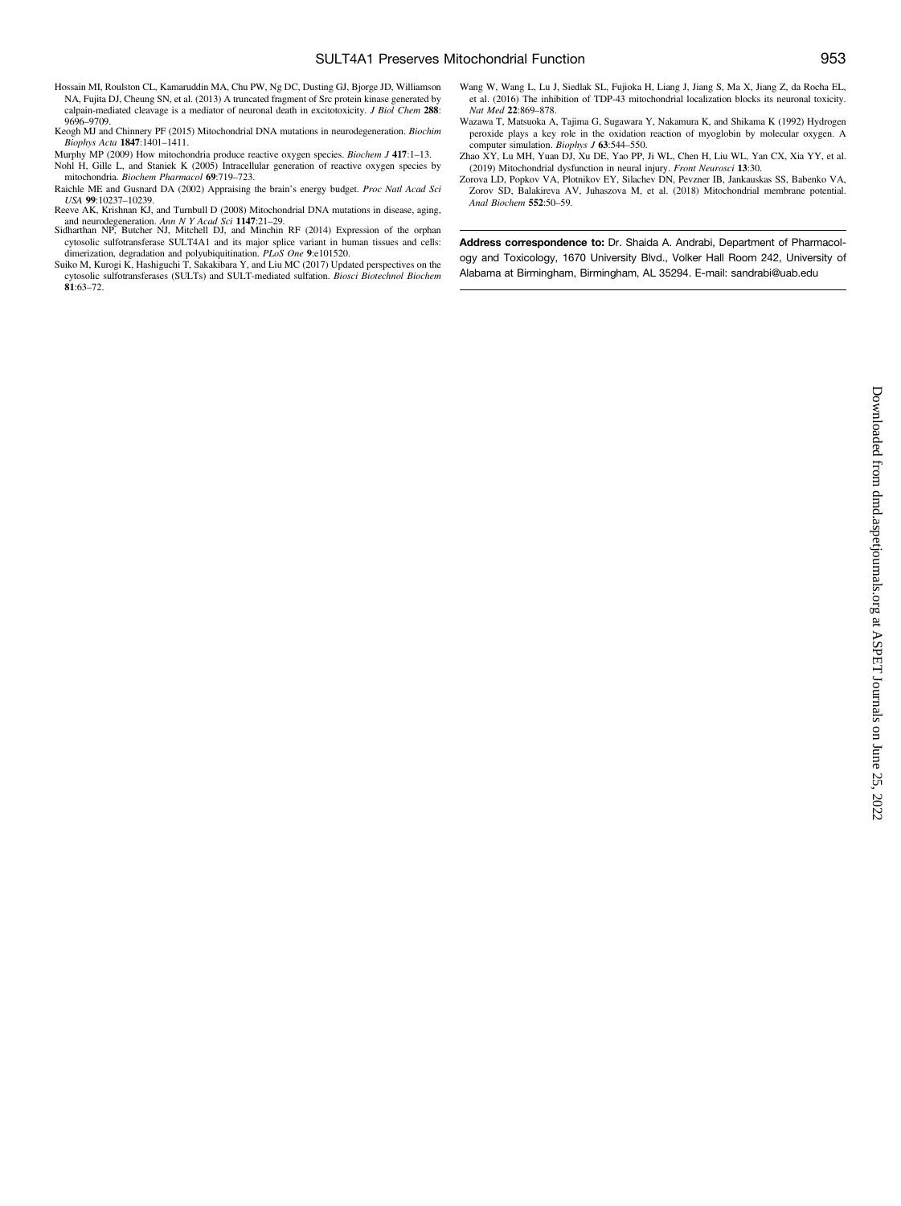Hossain MI, Roulston CL, Kamaruddin MA, Chu PW, Ng DC, Dusting GJ, Bjorge JD, Williamson NA, Fujita DJ, Cheung SN, et al. (2013) A truncated fragment of Src protein kinase generated by calpain-mediated cleavage is a mediator of neuronal death in excitotoxicity. *J Biol Chem* **288**: 9696–9709.

Keogh MJ and Chinnery PF (2015) Mitochondrial DNA mutations in neurodegeneration. *Biochim Biophys Acta* **1847**:1401–1411.

Murphy MP (2009) How mitochondria produce reactive oxygen species. *Biochem J* **417**:1–13.

Nohl H, Gille L, and Staniek K (2005) Intracellular generation of reactive oxygen species by mitochondria. *Biochem Pharmacol* **69**:719–723.

Raichle ME and Gusnard DA (2002) Appraising the brain's energy budget. *Proc Natl Acad Sci USA* **99**:10237–10239.

Reeve AK, Krishnan KJ, and Turnbull D (2008) Mitochondrial DNA mutations in disease, aging, and neurodegeneration. *Ann N Y Acad Sci* **1147**:21–29.

Sidharthan NP, Butcher NJ, Mitchell DJ, and Minchin RF (2014) Expression of the orphan cytosolic sulfotransferase SULT4A1 and its major splice variant in human tissues and cells: dimerization, degradation and polyubiquitination. *PLoS One* **9**:e101520.

Suiko M, Kurogi K, Hashiguchi T, Sakakibara Y, and Liu MC (2017) Updated perspectives on the cytosolic sulfotransferases (SULTs) and SULT-mediated sulfation. *Biosci Biotechnol Biochem* **81**:63–72.

Wang W, Wang L, Lu J, Siedlak SL, Fujioka H, Liang J, Jiang S, Ma X, Jiang Z, da Rocha EL, et al. (2016) The inhibition of TDP-43 mitochondrial localization blocks its neuronal toxicity. *Nat Med* **22**:869–878.

Wazawa T, Matsuoka A, Tajima G, Sugawara Y, Nakamura K, and Shikama K (1992) Hydrogen peroxide plays a key role in the oxidation reaction of myoglobin by molecular oxygen. A computer simulation. *Biophys J* **63**:544–550.

Zhao XY, Lu MH, Yuan DJ, Xu DE, Yao PP, Ji WL, Chen H, Liu WL, Yan CX, Xia YY, et al. (2019) Mitochondrial dysfunction in neural injury. *Front Neurosci* **13**:30.

Zorova LD, Popkov VA, Plotnikov EY, Silachev DN, Pevzner IB, Jankauskas SS, Babenko VA, Zorov SD, Balakireva AV, Juhaszova M, et al. (2018) Mitochondrial membrane potential. *Anal Biochem* **552**:50–59.

**Address correspondence to:** Dr. Shaida A. Andrabi, Department of Pharmacology and Toxicology, 1670 University Blvd., Volker Hall Room 242, University of Alabama at Birmingham, Birmingham, AL 35294. E-mail: sandrabi@uab.edu